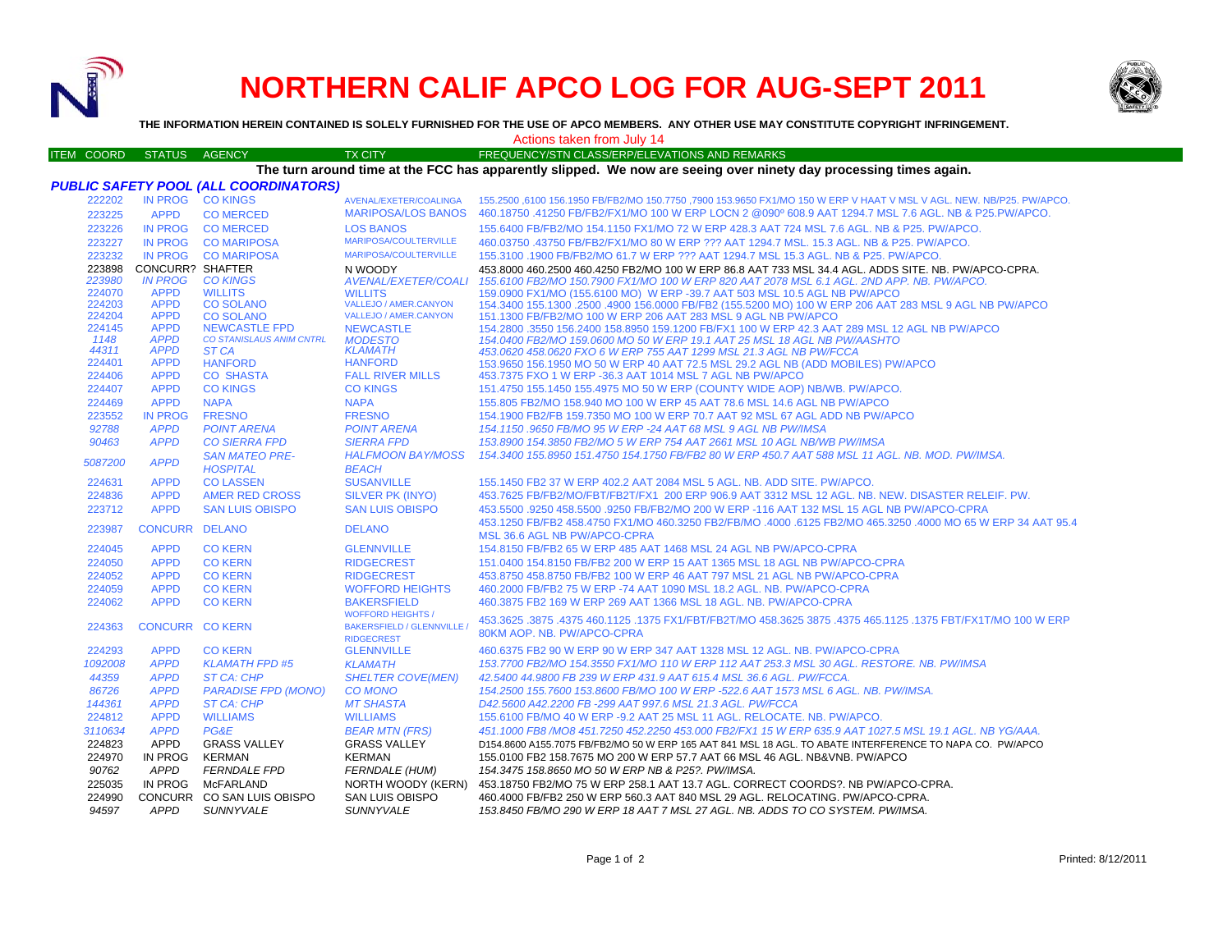# NORTHERN CALIF APCO LOG FOR AUG-SEPT 2011

**THE INFORMATION HEREIN CONTAINED IS SOLELY FURNISHED FOR THE USE OF APCO MEMBERS. ANY OTHER USE MAY CONSTITUTE COPYRIGHT INFRINGEMENT.**

Actions taken from July 14

**The turn around time at the FCC has apparently slipped. We now are seeing over ninety day processing times again.**

### *PUBLIC SAFETY POOL (ALL COORDINATORS)*

| ITEM COORD | STATUS | AGENCY | TX CITY | FREQUENCY/STN CLASS/ERP/ELEVATIONS AND REMARKS |
|---|---|---|---|---|
| 222202 | IN PROG | CO KINGS | AVENAL/EXETER/COALINGA | 155.2500 ,6100 156.1950 FB/FB2/MO 150.7750 ,7900 153.9650 FX1/MO 150 W ERP V HAAT V MSL V AGL. NEW. NB/P25. PW/APCO. |
| 223225 | APPD | CO MERCED | MARIPOSA/LOS BANOS | 460.18750 .41250 FB/FB2/FX1/MO 100 W ERP LOCN 2 @090º 608.9 AAT 1294.7 MSL 7.6 AGL. NB & P25.PW/APCO. |
| 223226 | IN PROG | CO MERCED | LOS BANOS | 155.6400 FB/FB2/MO 154.1150 FX1/MO 72 W ERP 428.3 AAT 724 MSL 7.6 AGL. NB & P25. PW/APCO. |
| 223227 | IN PROG | CO MARIPOSA | MARIPOSA/COULTERVILLE | 460.03750 .43750 FB/FB2/FX1/MO 80 W ERP ??? AAT 1294.7 MSL. 15.3 AGL. NB & P25. PW/APCO. |
| 223232 | IN PROG | CO MARIPOSA | MARIPOSA/COULTERVILLE | 155.3100 .1900 FB/FB2/MO 61.7 W ERP ??? AAT 1294.7 MSL 15.3 AGL. NB & P25. PW/APCO. |
| 223898 | CONCURR? | SHAFTER | N WOODY | 453.8000 460.2500 460.4250 FB2/MO 100 W ERP 86.8 AAT 733 MSL 34.4 AGL. ADDS SITE. NB. PW/APCO-CPRA. |
| *223980* | *IN PROG* | *CO KINGS* | *AVENAL/EXETER/COALI* | *155.6100 FB2/MO 150.7900 FX1/MO 100 W ERP 820 AAT 2078 MSL 6.1 AGL. 2ND APP. NB. PW/APCO.* |
| 224070 | APPD | WILLITS | WILLITS | 159.0900 FX1/MO (155.6100 MO) W ERP -39.7 AAT 503 MSL 10.5 AGL NB PW/APCO |
| 224203 | APPD | CO SOLANO | VALLEJO / AMER.CANYON | 154.3400 155.1300 .2500 .4900 156.0000 FB/FB2 (155.5200 MO) 100 W ERP 206 AAT 283 MSL 9 AGL NB PW/APCO |
| 224204 | APPD | CO SOLANO | VALLEJO / AMER.CANYON | 151.1300 FB/FB2/MO 100 W ERP 206 AAT 283 MSL 9 AGL NB PW/APCO |
| 224145 | APPD | NEWCASTLE FPD | NEWCASTLE | 154.2800 .3550 156.2400 158.8950 159.1200 FB/FX1 100 W ERP 42.3 AAT 289 MSL 12 AGL NB PW/APCO |
| *1148* | *APPD* | *CO STANISLAUS ANIM CNTRL* | *MODESTO* | *154.0400 FB2/MO 159.0600 MO 50 W ERP 19.1 AAT 25 MSL 18 AGL NB PW/AASHTO* |
| *44311* | *APPD* | *ST CA* | *KLAMATH* | *453.0620 458.0620 FXO 6 W ERP 755 AAT 1299 MSL 21.3 AGL NB PW/FCCA* |
| 224401 | APPD | HANFORD | HANFORD | 153.9650 156.1950 MO 50 W ERP 40 AAT 72.5 MSL 29.2 AGL NB (ADD MOBILES) PW/APCO |
| 224406 | APPD | CO SHASTA | FALL RIVER MILLS | 453.7375 FXO 1 W ERP -36.3 AAT 1014 MSL 7 AGL NB PW/APCO |
| 224407 | APPD | CO KINGS | CO KINGS | 151.4750 155.1450 155.4975 MO 50 W ERP (COUNTY WIDE AOP) NB/WB. PW/APCO. |
| 224469 | APPD | NAPA | NAPA | 155.805 FB2/MO 158.940 MO 100 W ERP 45 AAT 78.6 MSL 14.6 AGL NB PW/APCO |
| 223552 | IN PROG | FRESNO | FRESNO | 154.1900 FB2/FB 159.7350 MO 100 W ERP 70.7 AAT 92 MSL 67 AGL ADD NB PW/APCO |
| *92788* | *APPD* | *POINT ARENA* | *POINT ARENA* | *154.1150 .9650 FB/MO 95 W ERP -24 AAT 68 MSL 9 AGL NB PW/IMSA* |
| *90463* | *APPD* | *CO SIERRA FPD* | *SIERRA FPD* | *153.8900 154.3850 FB2/MO 5 W ERP 754 AAT 2661 MSL 10 AGL NB/WB PW/IMSA* |
| *5087200* | *APPD* | *SAN MATEO PRE-HOSPITAL* | *HALFMOON BAY/MOSS BEACH* | *154.3400 155.8950 151.4750 154.1750 FB/FB2 80 W ERP 450.7 AAT 588 MSL 11 AGL. NB. MOD. PW/IMSA.* |
| 224631 | APPD | CO LASSEN | SUSANVILLE | 155.1450 FB2 37 W ERP 402.2 AAT 2084 MSL 5 AGL. NB. ADD SITE. PW/APCO. |
| 224836 | APPD | AMER RED CROSS | SILVER PK (INYO) | 453.7625 FB/FB2/MO/FBT/FB2T/FX1 200 ERP 906.9 AAT 3312 MSL 12 AGL. NB. NEW. DISASTER RELEIF. PW. |
| 223712 | APPD | SAN LUIS OBISPO | SAN LUIS OBISPO | 453.5500 .9250 458.5500 .9250 FB/FB2/MO 200 W ERP -116 AAT 132 MSL 15 AGL NB PW/APCO-CPRA |
| 223987 | CONCURR | DELANO | DELANO | 453.1250 FB/FB2 458.4750 FX1/MO 460.3250 FB2/FB/MO .4000 .6125 FB2/MO 465.3250 .4000 MO 65 W ERP 34 AAT 95.4 MSL 36.6 AGL NB PW/APCO-CPRA |
| 224045 | APPD | CO KERN | GLENNVILLE | 154.8150 FB/FB2 65 W ERP 485 AAT 1468 MSL 24 AGL NB PW/APCO-CPRA |
| 224050 | APPD | CO KERN | RIDGECREST | 151.0400 154.8150 FB/FB2 200 W ERP 15 AAT 1365 MSL 18 AGL NB PW/APCO-CPRA |
| 224052 | APPD | CO KERN | RIDGECREST | 453.8750 458.8750 FB/FB2 100 W ERP 46 AAT 797 MSL 21 AGL NB PW/APCO-CPRA |
| 224059 | APPD | CO KERN | WOFFORD HEIGHTS | 460.2000 FB/FB2 75 W ERP -74 AAT 1090 MSL 18.2 AGL. NB. PW/APCO-CPRA |
| 224062 | APPD | CO KERN | BAKERSFIELD | 460.3875 FB2 169 W ERP 269 AAT 1366 MSL 18 AGL. NB. PW/APCO-CPRA |
| 224363 | CONCURR | CO KERN | WOFFORD HEIGHTS / BAKERSFIELD / GLENNVILLE / RIDGECREST | 453.3625 .3875 .4375 460.1125 .1375 FX1/FBT/FB2T/MO 458.3625 3875 .4375 465.1125 .1375 FBT/FX1T/MO 100 W ERP 80KM AOP. NB. PW/APCO-CPRA |
| 224293 | APPD | CO KERN | GLENNVILLE | 460.6375 FB2 90 W ERP 90 W ERP 347 AAT 1328 MSL 12 AGL. NB. PW/APCO-CPRA |
| *1092008* | *APPD* | *KLAMATH FPD #5* | *KLAMATH* | *153.7700 FB2/MO 154.3550 FX1/MO 110 W ERP 112 AAT 253.3 MSL 30 AGL. RESTORE. NB. PW/IMSA* |
| *44359* | *APPD* | *ST CA: CHP* | *SHELTER COVE(MEN)* | *42.5400 44.9800 FB 239 W ERP 431.9 AAT 615.4 MSL 36.6 AGL. PW/FCCA.* |
| *86726* | *APPD* | *PARADISE FPD (MONO)* | *CO MONO* | *154.2500 155.7600 153.8600 FB/MO 100 W ERP -522.6 AAT 1573 MSL 6 AGL. NB. PW/IMSA.* |
| *144361* | *APPD* | *ST CA: CHP* | *MT SHASTA* | *D42.5600 A42.2200 FB -299 AAT 997.6 MSL 21.3 AGL. PW/FCCA* |
| 224812 | APPD | WILLIAMS | WILLIAMS | 155.6100 FB/MO 40 W ERP -9.2 AAT 25 MSL 11 AGL. RELOCATE. NB. PW/APCO. |
| *3110634* | *APPD* | *PG&E* | *BEAR MTN (FRS)* | *451.1000 FB8 /MO8 451.7250 452.2250 453.000 FB2/FX1 15 W ERP 635.9 AAT 1027.5 MSL 19.1 AGL. NB YG/AAA.* |
| 224823 | APPD | GRASS VALLEY | GRASS VALLEY | D154.8600 A155.7075 FB/FB2/MO 50 W ERP 165 AAT 841 MSL 18 AGL. TO ABATE INTERFERENCE TO NAPA CO. PW/APCO |
| 224970 | IN PROG | KERMAN | KERMAN | 155.0100 FB2 158.7675 MO 200 W ERP 57.7 AAT 66 MSL 46 AGL. NB&VNB. PW/APCO |
| *90762* | *APPD* | *FERNDALE FPD* | *FERNDALE (HUM)* | *154.3475 158.8650 MO 50 W ERP NB & P25?. PW/IMSA.* |
| 225035 | IN PROG | McFARLAND | NORTH WOODY (KERN) | 453.18750 FB2/MO 75 W ERP 258.1 AAT 13.7 AGL. CORRECT COORDS?. NB PW/APCO-CPRA. |
| 224990 | CONCURR | CO SAN LUIS OBISPO | SAN LUIS OBISPO | 460.4000 FB/FB2 250 W ERP 560.3 AAT 840 MSL 29 AGL. RELOCATING. PW/APCO-CPRA. |
| *94597* | *APPD* | *SUNNYVALE* | *SUNNYVALE* | *153.8450 FB/MO 290 W ERP 18 AAT 7 MSL 27 AGL. NB. ADDS TO CO SYSTEM. PW/IMSA.* |

Printed: 8/12/2011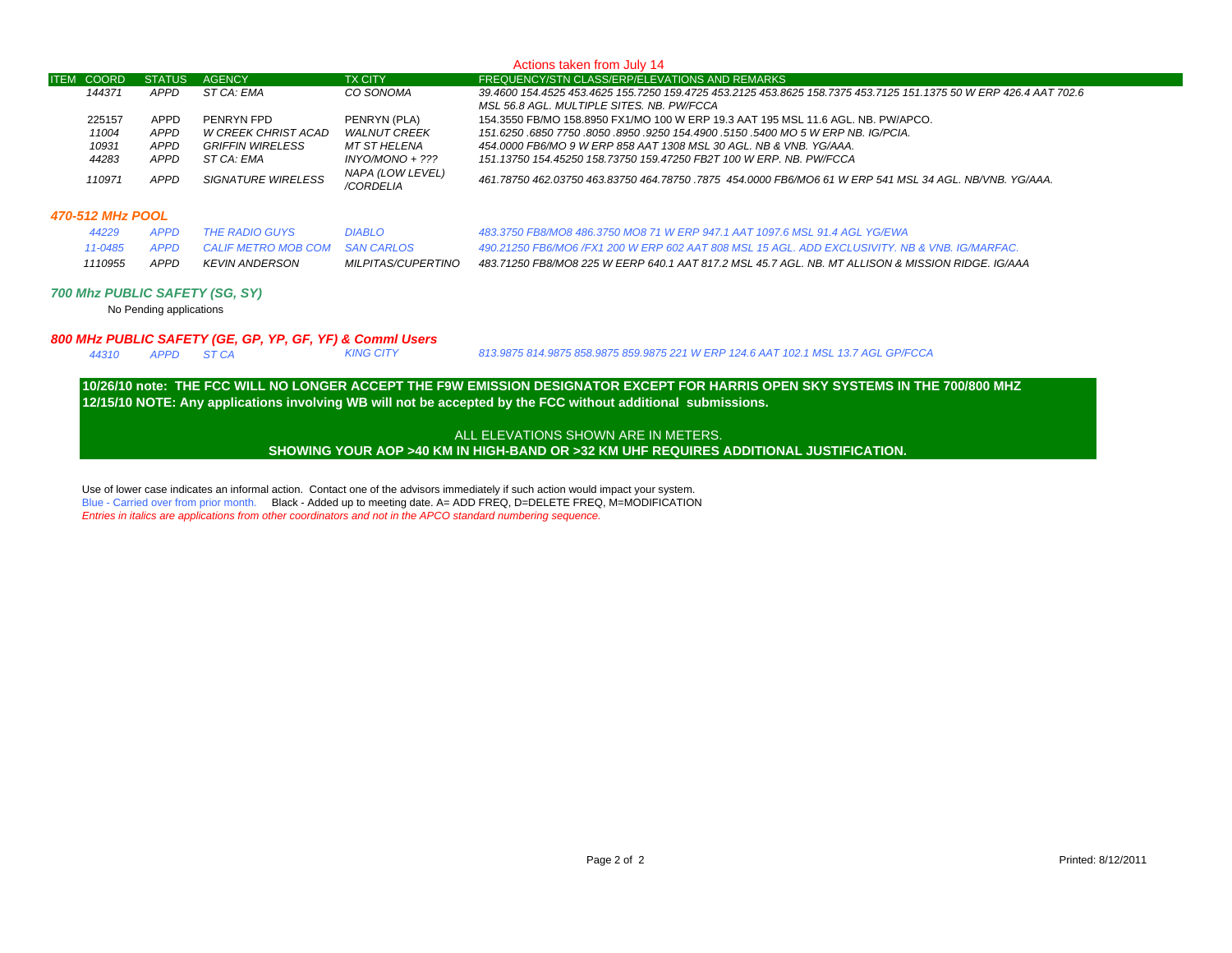Actions taken from July 14

| ITEM | COORD | STATUS | AGENCY | TX CITY | FREQUENCY/STN CLASS/ERP/ELEVATIONS AND REMARKS |
|---|---|---|---|---|---|
| | *144371* | *APPD* | *ST CA: EMA* | *CO SONOMA* | *39.4600 154.4525 453.4625 155.7250 159.4725 453.2125 453.8625 158.7375 453.7125 151.1375 50 W ERP 426.4 AAT 702.6 MSL 56.8 AGL. MULTIPLE SITES. NB. PW/FCCA* |
| | 225157 | APPD | PENRYN FPD | PENRYN (PLA) | 154.3550 FB/MO 158.8950 FX1/MO 100 W ERP 19.3 AAT 195 MSL 11.6 AGL. NB. PW/APCO. |
| | *11004* | *APPD* | *W CREEK CHRIST ACAD* | *WALNUT CREEK* | *151.6250 .6850 7750 .8050 .8950 .9250 154.4900 .5150 .5400 MO 5 W ERP NB. IG/PCIA.* |
| | *10931* | *APPD* | *GRIFFIN WIRELESS* | *MT ST HELENA* | *454.0000 FB6/MO 9 W ERP 858 AAT 1308 MSL 30 AGL. NB & VNB. YG/AAA.* |
| | *44283* | *APPD* | *ST CA: EMA* | *INYO/MONO + ???* | *151.13750 154.45250 158.73750 159.47250 FB2T 100 W ERP. NB. PW/FCCA* |
| | *110971* | *APPD* | *SIGNATURE WIRELESS* | *NAPA (LOW LEVEL) /CORDELIA* | *461.78750 462.03750 463.83750 464.78750 .7875 454.0000 FB6/MO6 61 W ERP 541 MSL 34 AGL. NB/VNB. YG/AAA.* |

### *470-512 MHz POOL*

| | | | | | |
|---|---|---|---|---|---|
| | *44229* | *APPD* | *THE RADIO GUYS* | *DIABLO* | *483.3750 FB8/MO8 486.3750 MO8 71 W ERP 947.1 AAT 1097.6 MSL 91.4 AGL YG/EWA* |
| | *11-0485* | *APPD* | *CALIF METRO MOB COM* | *SAN CARLOS* | *490.21250 FB6/MO6 /FX1 200 W ERP 602 AAT 808 MSL 15 AGL. ADD EXCLUSIVITY. NB & VNB. IG/MARFAC.* |
| | *1110955* | *APPD* | *KEVIN ANDERSON* | *MILPITAS/CUPERTINO* | *483.71250 FB8/MO8 225 W EERP 640.1 AAT 817.2 MSL 45.7 AGL. NB. MT ALLISON & MISSION RIDGE. IG/AAA* |

### *700 Mhz PUBLIC SAFETY (SG, SY)*

No Pending applications

### *800 MHz PUBLIC SAFETY (GE, GP, YP, GF, YF) & Comml Users*

| | | | | | |
|---|---|---|---|---|---|
| | *44310* | *APPD* | *ST CA* | *KING CITY* | *813.9875 814.9875 858.9875 859.9875 221 W ERP 124.6 AAT 102.1 MSL 13.7 AGL GP/FCCA* |

**10/26/10 note: THE FCC WILL NO LONGER ACCEPT THE F9W EMISSION DESIGNATOR EXCEPT FOR HARRIS OPEN SKY SYSTEMS IN THE 700/800 MHZ**
**12/15/10 NOTE: Any applications involving WB will not be accepted by the FCC without additional submissions.**

ALL ELEVATIONS SHOWN ARE IN METERS.
**SHOWING YOUR AOP >40 KM IN HIGH-BAND OR >32 KM UHF REQUIRES ADDITIONAL JUSTIFICATION.**

Use of lower case indicates an informal action. Contact one of the advisors immediately if such action would impact your system.
Blue - Carried over from prior month. Black - Added up to meeting date. A= ADD FREQ, D=DELETE FREQ, M=MODIFICATION
*Entries in italics are applications from other coordinators and not in the APCO standard numbering sequence.*

Printed: 8/12/2011